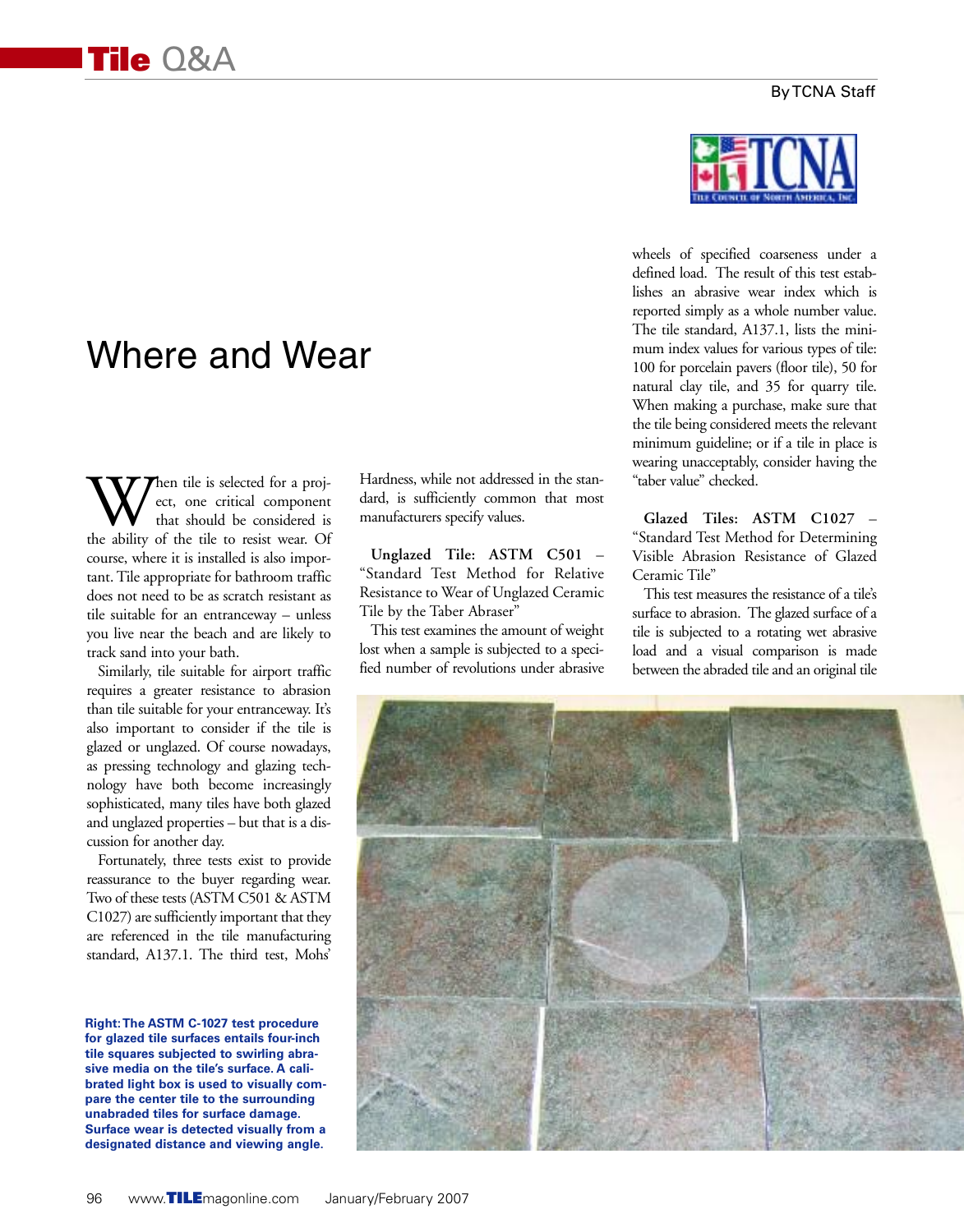# Where and Wear

By TCNA Staff

When tile is selected for a project, one critical component that should be considered is the ability of the tile to resist wear. Of course, where it is installed is also important. Tile appropriate for bathroom traffic does not need to be as scratch resistant as tile suitable for an entranceway – unless you live near the beach and are likely to track sand into your bath.

Similarly, tile suitable for airport traffic requires a greater resistance to abrasion than tile suitable for your entranceway. It's also important to consider if the tile is glazed or unglazed. Of course nowadays, as pressing technology and glazing technology have both become increasingly sophisticated, many tiles have both glazed and unglazed properties – but that is a discussion for another day.

Fortunately, three tests exist to provide reassurance to the buyer regarding wear. Two of these tests (ASTM C501 & ASTM C1027) are sufficiently important that they are referenced in the tile manufacturing standard, A137.1. The third test, Mohs' Hardness, while not addressed in the standard, is sufficiently common that most manufacturers specify values.

**Unglazed Tile: ASTM C501** – "Standard Test Method for Relative Resistance to Wear of Unglazed Ceramic Tile by the Taber Abraser"

This test examines the amount of weight lost when a sample is subjected to a specified number of revolutions under abrasive wheels of specified coarseness under a defined load. The result of this test establishes an abrasive wear index which is reported simply as a whole number value. The tile standard, A137.1, lists the minimum index values for various types of tile: 100 for porcelain pavers (floor tile), 50 for natural clay tile, and 35 for quarry tile. When making a purchase, make sure that the tile being considered meets the relevant minimum guideline; or if a tile in place is wearing unacceptably, consider having the "taber value" checked.

**Glazed Tiles: ASTM C1027** – "Standard Test Method for Determining Visible Abrasion Resistance of Glazed Ceramic Tile"

This test measures the resistance of a tile's surface to abrasion. The glazed surface of a tile is subjected to a rotating wet abrasive load and a visual comparison is made between the abraded tile and an original tile

**Right: The ASTM C-1027 test procedure for glazed tile surfaces entails four-inch tile squares subjected to swirling abrasive media on the tile's surface. A calibrated light box is used to visually compare the center tile to the surrounding unabraded tiles for surface damage. Surface wear is detected visually from a designated distance and viewing angle.**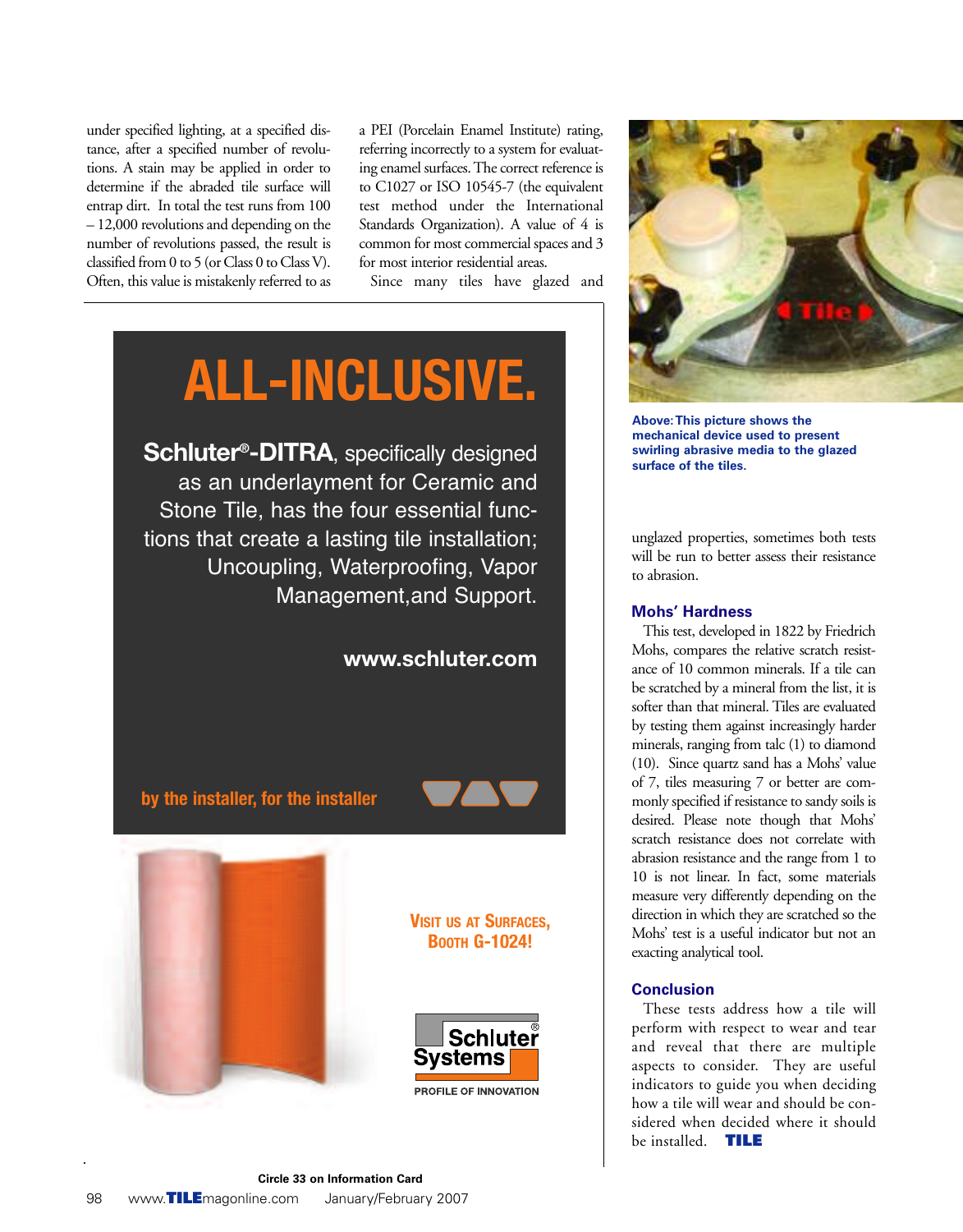under specified lighting, at a specified distance, after a specified number of revolutions. A stain may be applied in order to determine if the abraded tile surface will entrap dirt. In total the test runs from 100 – 12,000 revolutions and depending on the number of revolutions passed, the result is classified from 0 to 5 (or Class 0 to Class V). Often, this value is mistakenly referred to as a PEI (Porcelain Enamel Institute) rating, referring incorrectly to a system for evaluating enamel surfaces. The correct reference is to C1027 or ISO 10545-7 (the equivalent test method under the International Standards Organization). A value of 4 is common for most commercial spaces and 3 for most interior residential areas.

Since many tiles have glazed and unglazed properties, sometimes both tests will be run to better assess their resistance to abrasion.

**Above: This picture shows the mechanical device used to present swirling abrasive media to the glazed surface of the tiles.**

### Mohs' Hardness

This test, developed in 1822 by Friedrich Mohs, compares the relative scratch resistance of 10 common minerals. If a tile can be scratched by a mineral from the list, it is softer than that mineral. Tiles are evaluated by testing them against increasingly harder minerals, ranging from talc (1) to diamond (10). Since quartz sand has a Mohs' value of 7, tiles measuring 7 or better are commonly specified if resistance to sandy soils is desired. Please note though that Mohs' scratch resistance does not correlate with abrasion resistance and the range from 1 to 10 is not linear. In fact, some materials measure very differently depending on the direction in which they are scratched so the Mohs' test is a useful indicator but not an exacting analytical tool.

### Conclusion

These tests address how a tile will perform with respect to wear and tear and reveal that there are multiple aspects to consider. They are useful indicators to guide you when deciding how a tile will wear and should be considered when decided where it should be installed. **TILE**

# ALL-INCLUSIVE.

**Schluter®-DITRA**, specifically designed as an underlayment for Ceramic and Stone Tile, has the four essential functions that create a lasting tile installation; Uncoupling, Waterproofing, Vapor Management,and Support.

**www.schluter.com**

**by the installer, for the installer**

**VISIT US AT SURFACES, BOOTH G-1024!**

Schluter® Systems

PROFILE OF INNOVATION

Circle 33 on Information Card